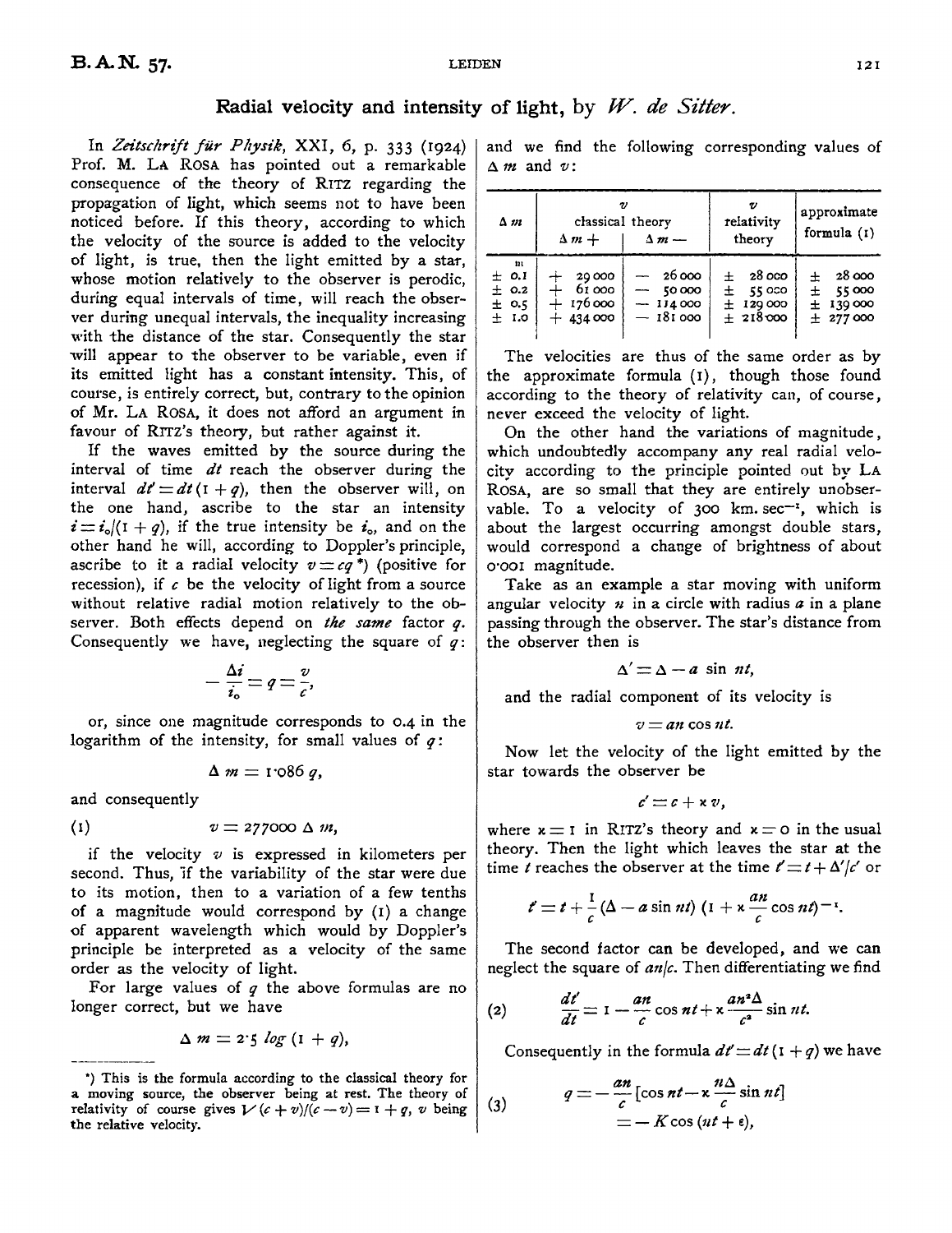# Radial velocity and intensity of light, by *W. de Sitter*.

In *Zeitschrift für Physik*, XXI, 6, p. 333 (1924) Prof. M. LA ROSA has pointed out a remarkable consequence of the theory of RITZ regarding the propagation of light, which seems not to have been noticed before. If this theory, according to which the velocity of the source is added to the velocity of light, is true, then the light emitted by a star, whose motion relatively to the observer is perodic, during equal intervals of time, will reach the observer during unequal intervals, the inequality increasing with the distance of the star. Consequently the star will appear to the observer to be variable, even if its emitted light has a constant intensity. This, of course, is entirely correct, but, contrary to the opinion of Mr. LA ROSA, it does not afford an argument in favour of RITZ's theory, but rather against it.

If the waves emitted by the source during the interval of time $dt$ reach the observer during the interval $dt' = dt\,(1+q)$, then the observer will, on the one hand, ascribe to the star an intensity $i = i_0/(1+q)$, if the true intensity be $i_0$, and on the other hand he will, according to Doppler's principle, ascribe to it a radial velocity $v = cq$ \*) (positive for recession), if $c$ be the velocity of light from a source without relative radial motion relatively to the observer. Both effects depend on *the same* factor $q$. Consequently we have, neglecting the square of $q$:

$$-\frac{\Delta i}{i_0} = q = \frac{v}{c},$$

or, since one magnitude corresponds to 0.4 in the logarithm of the intensity, for small values of $q$:

$$\Delta m = 1{\cdot}086\, q,$$

and consequently

$$v = 277000\, \Delta m, \qquad (1)$$

if the velocity $v$ is expressed in kilometers per second. Thus, if the variability of the star were due to its motion, then to a variation of a few tenths of a magnitude would correspond by (1) a change of apparent wavelength which would by Doppler's principle be interpreted as a velocity of the same order as the velocity of light.

For large values of $q$ the above formulas are no longer correct, but we have

$$\Delta m = 2{\cdot}5 \log (1+q),$$

and we find the following corresponding values of $\Delta m$ and $v$:

| $\Delta m$ | $v$ classical theory $\Delta m +$ | $v$ classical theory $\Delta m -$ | $v$ relativity theory | approximate formula (1) |
|---|---|---|---|---|
| m | | | | |
| ± 0.1 | + 29 000 | − 26 000 | ± 28 000 | ± 28 000 |
| ± 0.2 | + 61 000 | − 50 000 | ± 55 000 | ± 55 000 |
| ± 0.5 | + 176 000 | − 114 000 | ± 129 000 | ± 139 000 |
| ± 1.0 | + 434 000 | − 181 000 | ± 218 000 | ± 277 000 |

The velocities are thus of the same order as by the approximate formula (1), though those found according to the theory of relativity can, of course, never exceed the velocity of light.

On the other hand the variations of magnitude, which undoubtedly accompany any real radial velocity according to the principle pointed out by LA ROSA, are so small that they are entirely unobservable. To a velocity of 300 km. sec$^{-1}$, which is about the largest occurring amongst double stars, would correspond a change of brightness of about 0·001 magnitude.

Take as an example a star moving with uniform angular velocity $n$ in a circle with radius $a$ in a plane passing through the observer. The star's distance from the observer then is

$$\Delta' = \Delta - a \sin nt,$$

and the radial component of its velocity is

$$v = an \cos nt.$$

Now let the velocity of the light emitted by the star towards the observer be

$$c' = c + \varkappa v,$$

where $\varkappa = 1$ in RITZ's theory and $\varkappa = 0$ in the usual theory. Then the light which leaves the star at the time $t$ reaches the observer at the time $t' = t + \Delta'/c'$ or

$$t' = t + \frac{1}{c}(\Delta - a \sin nt)\left(1 + \varkappa \frac{an}{c}\cos nt\right)^{-1}.$$

The second factor can be developed, and we can neglect the square of $an/c$. Then differentiating we find

$$\frac{dt'}{dt} = 1 - \frac{an}{c}\cos nt + \varkappa \frac{an^2\Delta}{c^2}\sin nt. \qquad (2)$$

Consequently in the formula $dt' = dt\,(1+q)$ we have

$$\begin{aligned} q &= -\frac{an}{c}\left[\cos nt - \varkappa \frac{n\Delta}{c}\sin nt\right] \\ &= -K\cos(nt + \varepsilon), \end{aligned} \qquad (3)$$

---

\*) This is the formula according to the classical theory for a moving source, the observer being at rest. The theory of relativity of course gives $\sqrt{(c+v)/(c-v)} = 1 + q$, $v$ being the relative velocity.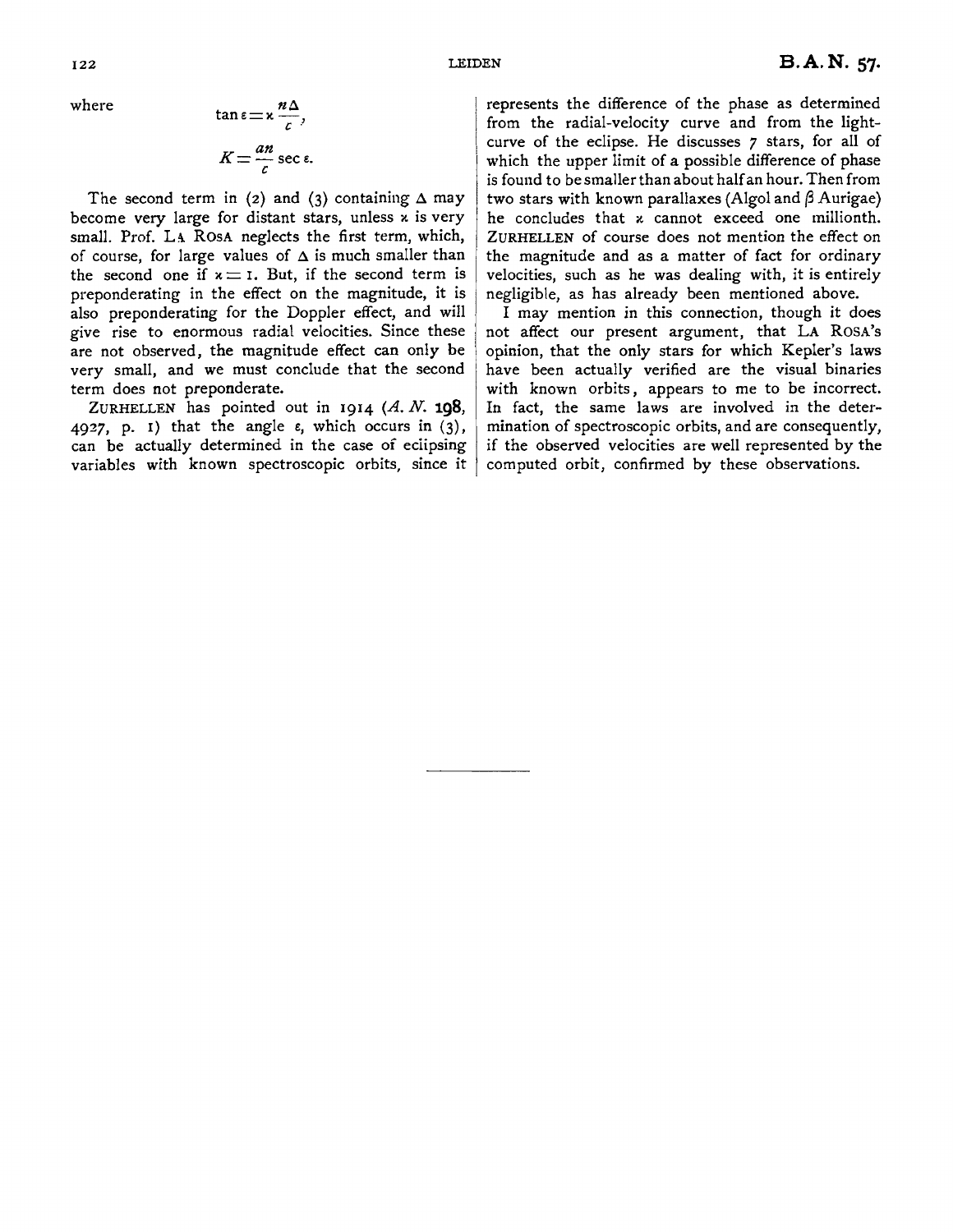where

$$\tan \varepsilon = \varkappa \frac{n\Delta}{c},$$

$$K = \frac{an}{c} \sec \varepsilon.$$

The second term in (2) and (3) containing $\Delta$ may become very large for distant stars, unless $\varkappa$ is very small. Prof. LA ROSA neglects the first term, which, of course, for large values of $\Delta$ is much smaller than the second one if $\varkappa = 1$. But, if the second term is preponderating in the effect on the magnitude, it is also preponderating for the Doppler effect, and will give rise to enormous radial velocities. Since these are not observed, the magnitude effect can only be very small, and we must conclude that the second term does not preponderate.

ZURHELLEN has pointed out in 1914 (*A. N.* **198**, 4927, p. 1) that the angle $\varepsilon$, which occurs in (3), can be actually determined in the case of eclipsing variables with known spectroscopic orbits, since it represents the difference of the phase as determined from the radial-velocity curve and from the light-curve of the eclipse. He discusses 7 stars, for all of which the upper limit of a possible difference of phase is found to be smaller than about half an hour. Then from two stars with known parallaxes (Algol and $\beta$ Aurigae) he concludes that $\varkappa$ cannot exceed one millionth. ZURHELLEN of course does not mention the effect on the magnitude and as a matter of fact for ordinary velocities, such as he was dealing with, it is entirely negligible, as has already been mentioned above.

I may mention in this connection, though it does not affect our present argument, that LA ROSA's opinion, that the only stars for which Kepler's laws have been actually verified are the visual binaries with known orbits, appears to me to be incorrect. In fact, the same laws are involved in the determination of spectroscopic orbits, and are consequently, if the observed velocities are well represented by the computed orbit, confirmed by these observations.